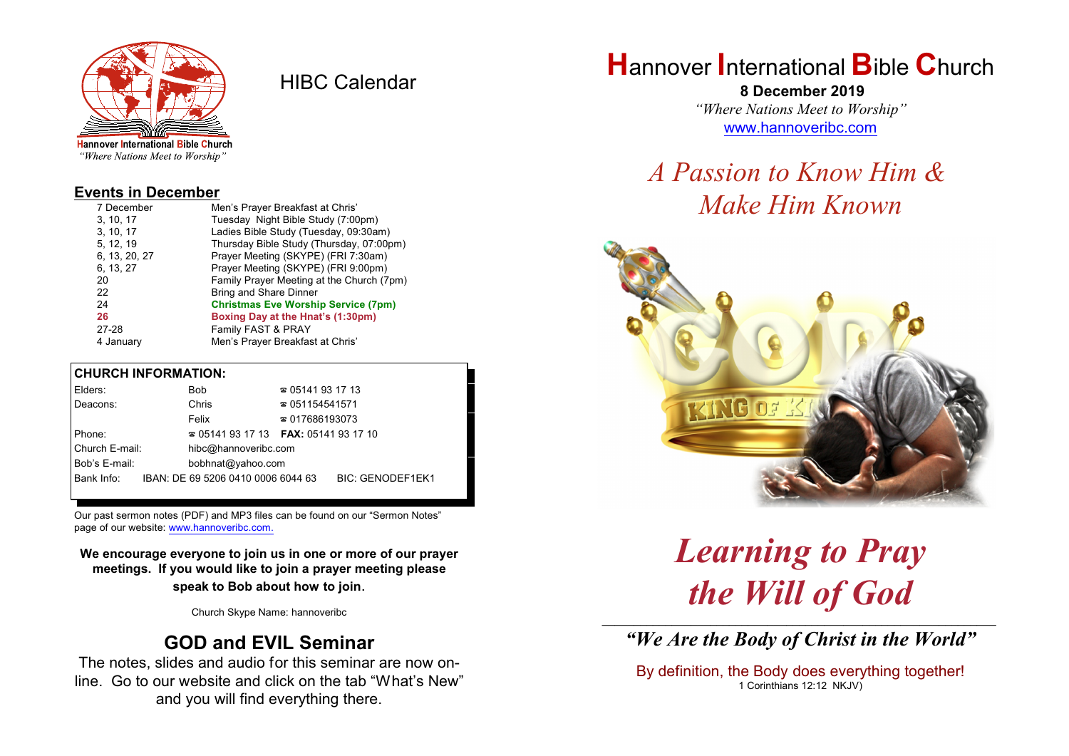Hannover International Bible Church
*"Where Nations Meet to Worship"*

# HIBC Calendar

## Events in December

| | |
|---|---|
| 7 December | Men's Prayer Breakfast at Chris' |
| 3, 10, 17 | Tuesday Night Bible Study (7:00pm) |
| 3, 10, 17 | Ladies Bible Study (Tuesday, 09:30am) |
| 5, 12, 19 | Thursday Bible Study (Thursday, 07:00pm) |
| 6, 13, 20, 27 | Prayer Meeting (SKYPE) (FRI 7:30am) |
| 6, 13, 27 | Prayer Meeting (SKYPE) (FRI 9:00pm) |
| 20 | Family Prayer Meeting at the Church (7pm) |
| 22 | Bring and Share Dinner |
| 24 | **Christmas Eve Worship Service (7pm)** |
| **26** | **Boxing Day at the Hnat's (1:30pm)** |
| 27-28 | Family FAST & PRAY |
| 4 January | Men's Prayer Breakfast at Chris' |

## CHURCH INFORMATION:

| | | |
|---|---|---|
| Elders: | Bob | ☎ 05141 93 17 13 |
| Deacons: | Chris | ☎ 051154541571 |
| | Felix | ☎ 017686193073 |
| Phone: | ☎ 05141 93 17 13 | **FAX:** 05141 93 17 10 |
| Church E-mail: | hibc@hannoveribc.com | |
| Bob's E-mail: | bobhnat@yahoo.com | |
| Bank Info: | IBAN: DE 69 5206 0410 0006 6044 63 | BIC: GENODEF1EK1 |

Our past sermon notes (PDF) and MP3 files can be found on our "Sermon Notes" page of our website: www.hannoveribc.com.

**We encourage everyone to join us in one or more of our prayer meetings. If you would like to join a prayer meeting please speak to Bob about how to join.**

Church Skype Name: hannoveribc

## GOD and EVIL Seminar

The notes, slides and audio for this seminar are now on-line. Go to our website and click on the tab "What's New" and you will find everything there.

# Hannover International Bible Church

**8 December 2019**

*"Where Nations Meet to Worship"*

www.hannoveribc.com

## *A Passion to Know Him & Make Him Known*

# *Learning to Pray the Will of God*

---

## *"We Are the Body of Christ in the World"*

By definition, the Body does everything together!
1 Corinthians 12:12 NKJV)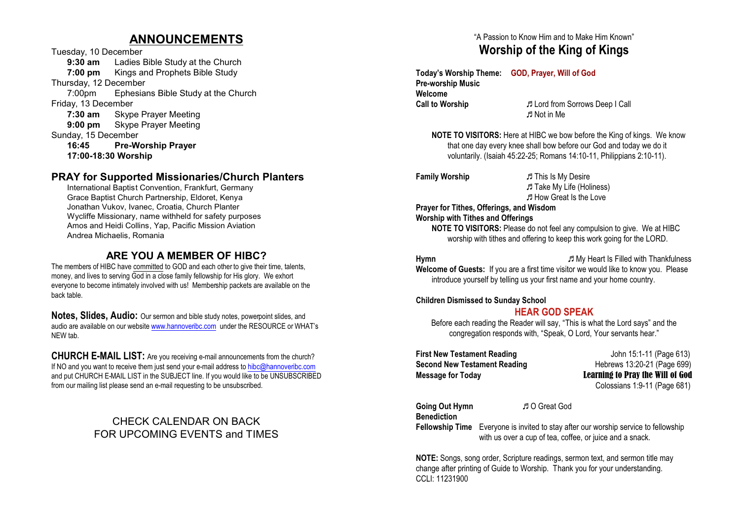## ANNOUNCEMENTS

Tuesday, 10 December

**9:30 am** Ladies Bible Study at the Church
**7:00 pm** Kings and Prophets Bible Study

Thursday, 12 December

7:00pm Ephesians Bible Study at the Church

Friday, 13 December

**7:30 am** Skype Prayer Meeting
**9:00 pm** Skype Prayer Meeting

Sunday, 15 December

**16:45 Pre-Worship Prayer**
**17:00-18:30 Worship**

### PRAY for Supported Missionaries/Church Planters

International Baptist Convention, Frankfurt, Germany
Grace Baptist Church Partnership, Eldoret, Kenya
Jonathan Vukov, Ivanec, Croatia, Church Planter
Wycliffe Missionary, name withheld for safety purposes
Amos and Heidi Collins, Yap, Pacific Mission Aviation
Andrea Michaelis, Romania

### ARE YOU A MEMBER OF HIBC?

The members of HIBC have committed to GOD and each other to give their time, talents, money, and lives to serving God in a close family fellowship for His glory. We exhort everyone to become intimately involved with us! Membership packets are available on the back table.

**Notes, Slides, Audio:** Our sermon and bible study notes, powerpoint slides, and audio are available on our website www.hannoveribc.com under the RESOURCE or WHAT's NEW tab.

**CHURCH E-MAIL LIST:** Are you receiving e-mail announcements from the church? If NO and you want to receive them just send your e-mail address to hibc@hannoveribc.com and put CHURCH E-MAIL LIST in the SUBJECT line. If you would like to be UNSUBSCRIBED from our mailing list please send an e-mail requesting to be unsubscribed.

CHECK CALENDAR ON BACK
FOR UPCOMING EVENTS and TIMES

"A Passion to Know Him and to Make Him Known"

## Worship of the King of Kings

**Today's Worship Theme:** **GOD, Prayer, Will of God**
**Pre-worship Music**
**Welcome**
**Call to Worship** ♬ Lord from Sorrows Deep I Call
♬ Not in Me

**NOTE TO VISITORS:** Here at HIBC we bow before the King of kings. We know that one day every knee shall bow before our God and today we do it voluntarily. (Isaiah 45:22-25; Romans 14:10-11, Philippians 2:10-11).

**Family Worship** ♬ This Is My Desire
♬ Take My Life (Holiness)
♬ How Great Is the Love

**Prayer for Tithes, Offerings, and Wisdom**
**Worship with Tithes and Offerings**

**NOTE TO VISITORS:** Please do not feel any compulsion to give. We at HIBC worship with tithes and offering to keep this work going for the LORD.

**Hymn** ♬ My Heart Is Filled with Thankfulness

**Welcome of Guests:** If you are a first time visitor we would like to know you. Please introduce yourself by telling us your first name and your home country.

**Children Dismissed to Sunday School**

### HEAR GOD SPEAK

Before each reading the Reader will say, "This is what the Lord says" and the congregation responds with, "Speak, O Lord, Your servants hear."

**First New Testament Reading** John 15:1-11 (Page 613)
**Second New Testament Reading** Hebrews 13:20-21 (Page 699)
**Message for Today** **Learning to Pray the Will of God**
Colossians 1:9-11 (Page 681)

**Going Out Hymn** ♬ O Great God
**Benediction**
**Fellowship Time** Everyone is invited to stay after our worship service to fellowship with us over a cup of tea, coffee, or juice and a snack.

**NOTE:** Songs, song order, Scripture readings, sermon text, and sermon title may change after printing of Guide to Worship. Thank you for your understanding.
CCLI: 11231900